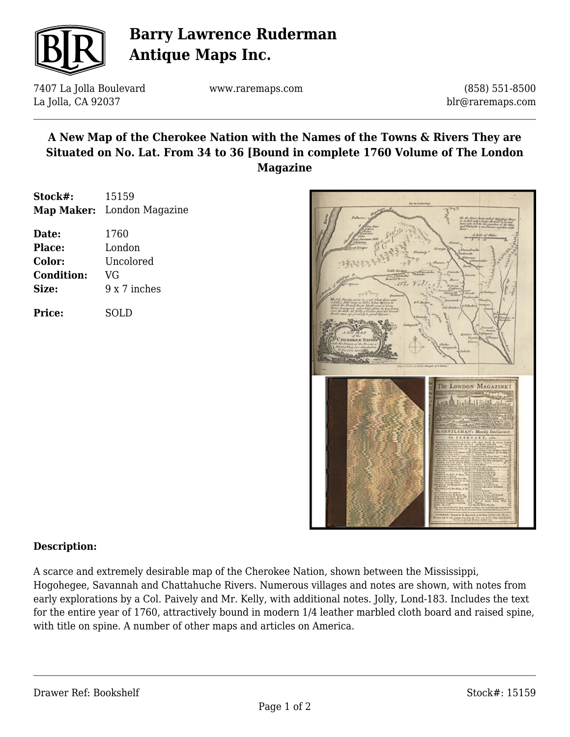# Barry Lawrence Ruderman Antique Maps Inc.

7407 La Jolla Boulevard
La Jolla, CA 92037

www.raremaps.com

(858) 551-8500
blr@raremaps.com

## A New Map of the Cherokee Nation with the Names of the Towns & Rivers They are Situated on No. Lat. From 34 to 36 [Bound in complete 1760 Volume of The London Magazine

**Stock#:** 15159
**Map Maker:** London Magazine

**Date:** 1760
**Place:** London
**Color:** Uncolored
**Condition:** VG
**Size:** 9 x 7 inches

**Price:** SOLD

**Description:**

A scarce and extremely desirable map of the Cherokee Nation, shown between the Mississippi, Hogohegee, Savannah and Chattahuche Rivers. Numerous villages and notes are shown, with notes from early explorations by a Col. Paively and Mr. Kelly, with additional notes. Jolly, Lond-183. Includes the text for the entire year of 1760, attractively bound in modern 1/4 leather marbled cloth board and raised spine, with title on spine. A number of other maps and articles on America.

Drawer Ref: Bookshelf

Stock#: 15159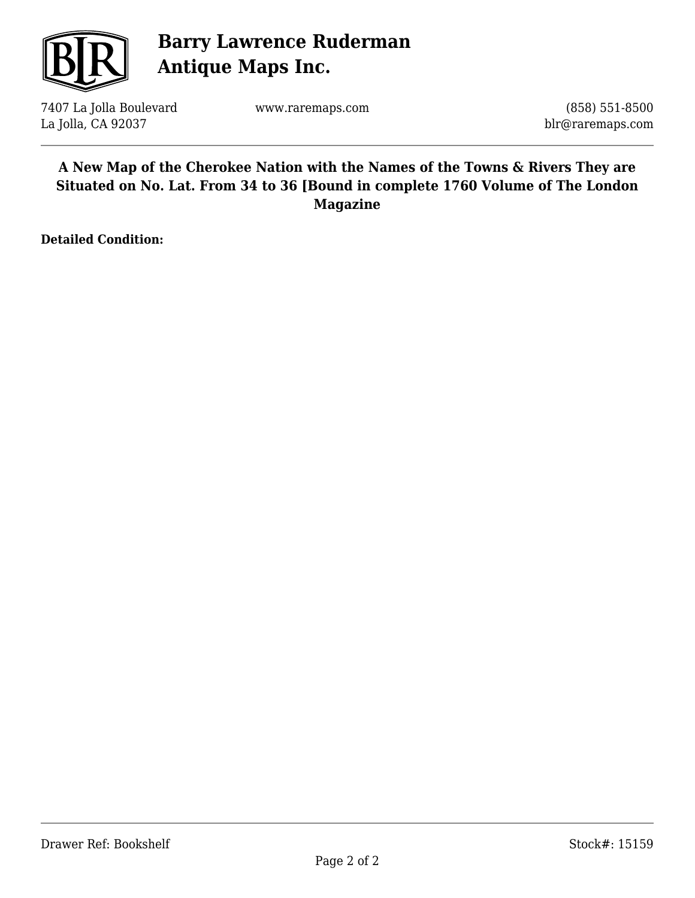**A New Map of the Cherokee Nation with the Names of the Towns & Rivers They are Situated on No. Lat. From 34 to 36 [Bound in complete 1760 Volume of The London Magazine**

**Detailed Condition:**